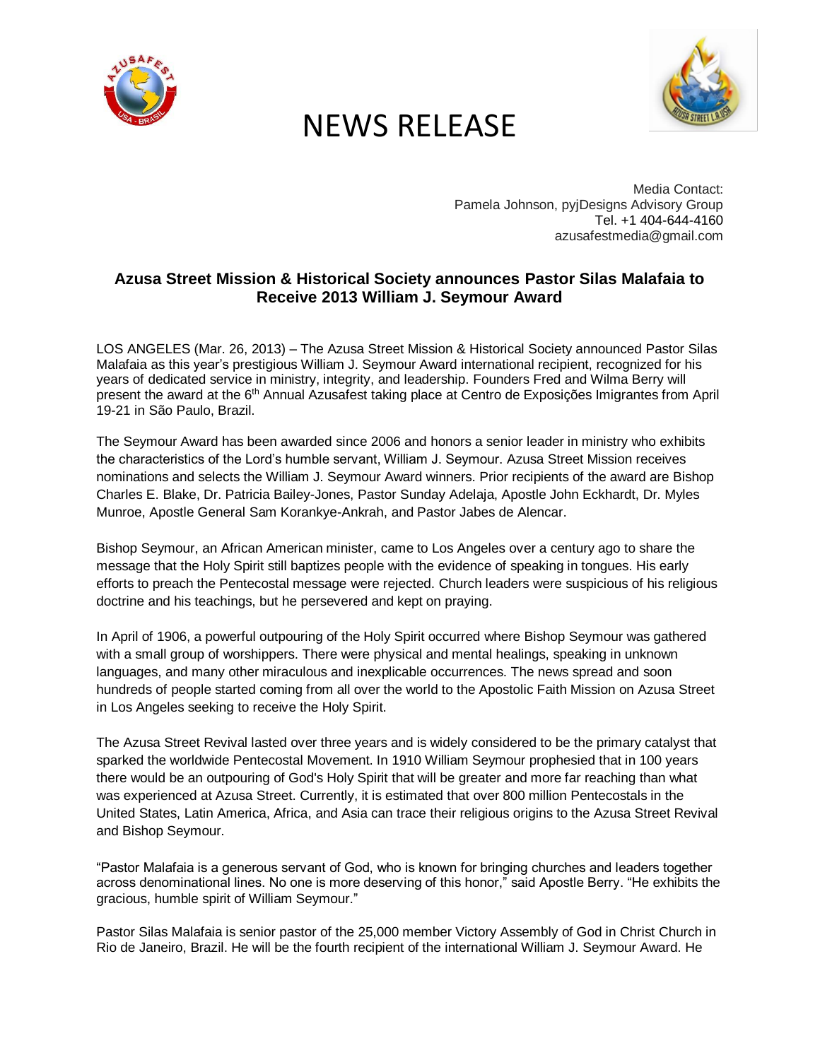# NEWS RELEASE

Media Contact:
Pamela Johnson, pyjDesigns Advisory Group
Tel. +1 404-644-4160
azusafestmedia@gmail.com

## Azusa Street Mission & Historical Society announces Pastor Silas Malafaia to Receive 2013 William J. Seymour Award

LOS ANGELES (Mar. 26, 2013) – The Azusa Street Mission & Historical Society announced Pastor Silas Malafaia as this year's prestigious William J. Seymour Award international recipient, recognized for his years of dedicated service in ministry, integrity, and leadership. Founders Fred and Wilma Berry will present the award at the 6th Annual Azusafest taking place at Centro de Exposições Imigrantes from April 19-21 in São Paulo, Brazil.

The Seymour Award has been awarded since 2006 and honors a senior leader in ministry who exhibits the characteristics of the Lord's humble servant, William J. Seymour. Azusa Street Mission receives nominations and selects the William J. Seymour Award winners. Prior recipients of the award are Bishop Charles E. Blake, Dr. Patricia Bailey-Jones, Pastor Sunday Adelaja, Apostle John Eckhardt, Dr. Myles Munroe, Apostle General Sam Korankye-Ankrah, and Pastor Jabes de Alencar.

Bishop Seymour, an African American minister, came to Los Angeles over a century ago to share the message that the Holy Spirit still baptizes people with the evidence of speaking in tongues. His early efforts to preach the Pentecostal message were rejected. Church leaders were suspicious of his religious doctrine and his teachings, but he persevered and kept on praying.

In April of 1906, a powerful outpouring of the Holy Spirit occurred where Bishop Seymour was gathered with a small group of worshippers. There were physical and mental healings, speaking in unknown languages, and many other miraculous and inexplicable occurrences. The news spread and soon hundreds of people started coming from all over the world to the Apostolic Faith Mission on Azusa Street in Los Angeles seeking to receive the Holy Spirit.

The Azusa Street Revival lasted over three years and is widely considered to be the primary catalyst that sparked the worldwide Pentecostal Movement. In 1910 William Seymour prophesied that in 100 years there would be an outpouring of God's Holy Spirit that will be greater and more far reaching than what was experienced at Azusa Street. Currently, it is estimated that over 800 million Pentecostals in the United States, Latin America, Africa, and Asia can trace their religious origins to the Azusa Street Revival and Bishop Seymour.

"Pastor Malafaia is a generous servant of God, who is known for bringing churches and leaders together across denominational lines. No one is more deserving of this honor," said Apostle Berry. "He exhibits the gracious, humble spirit of William Seymour."

Pastor Silas Malafaia is senior pastor of the 25,000 member Victory Assembly of God in Christ Church in Rio de Janeiro, Brazil. He will be the fourth recipient of the international William J. Seymour Award. He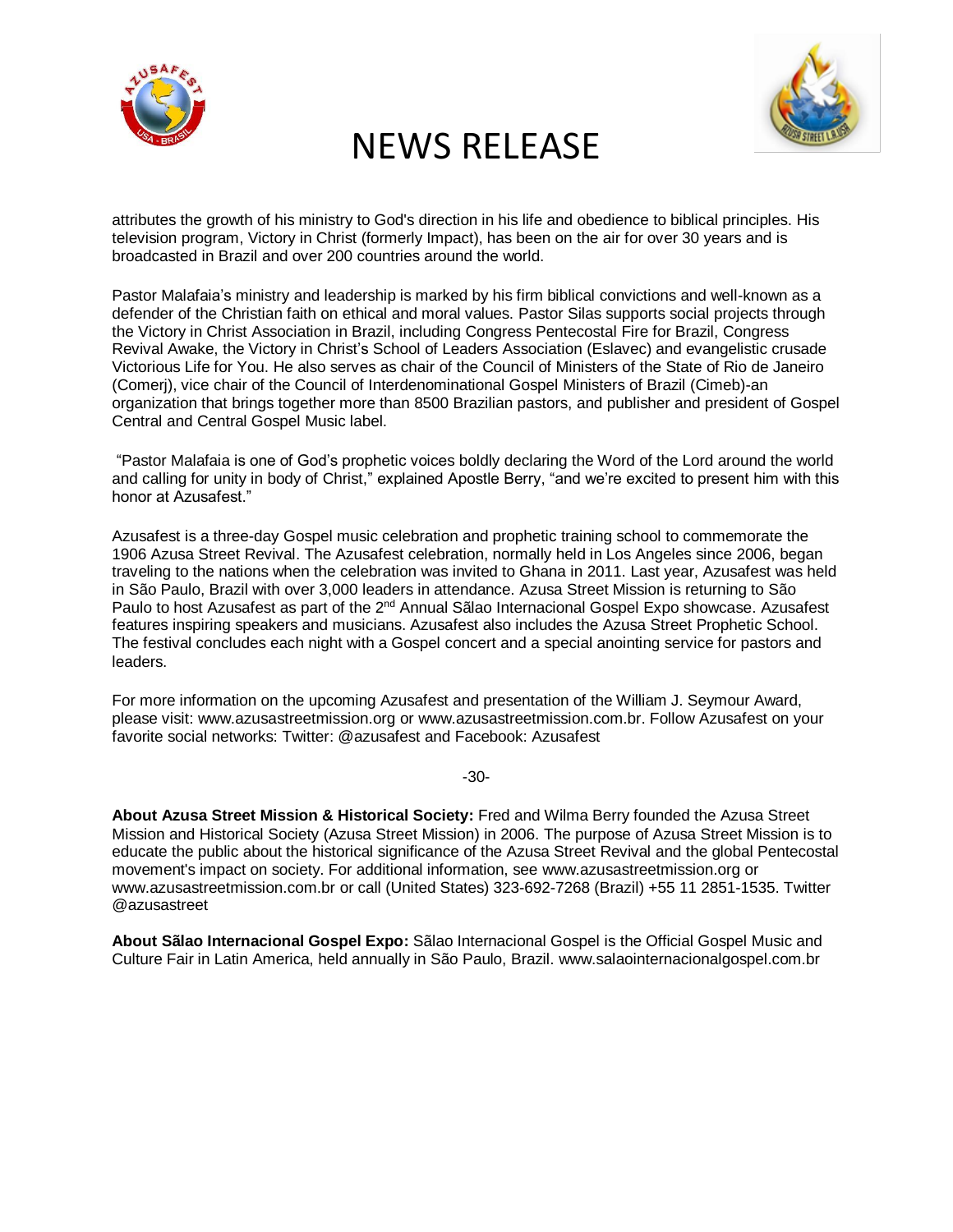# NEWS RELEASE

attributes the growth of his ministry to God's direction in his life and obedience to biblical principles. His television program, Victory in Christ (formerly Impact), has been on the air for over 30 years and is broadcasted in Brazil and over 200 countries around the world.

Pastor Malafaia's ministry and leadership is marked by his firm biblical convictions and well-known as a defender of the Christian faith on ethical and moral values. Pastor Silas supports social projects through the Victory in Christ Association in Brazil, including Congress Pentecostal Fire for Brazil, Congress Revival Awake, the Victory in Christ's School of Leaders Association (Eslavec) and evangelistic crusade Victorious Life for You. He also serves as chair of the Council of Ministers of the State of Rio de Janeiro (Comerj), vice chair of the Council of Interdenominational Gospel Ministers of Brazil (Cimeb)-an organization that brings together more than 8500 Brazilian pastors, and publisher and president of Gospel Central and Central Gospel Music label.

"Pastor Malafaia is one of God's prophetic voices boldly declaring the Word of the Lord around the world and calling for unity in body of Christ," explained Apostle Berry, "and we're excited to present him with this honor at Azusafest."

Azusafest is a three-day Gospel music celebration and prophetic training school to commemorate the 1906 Azusa Street Revival. The Azusafest celebration, normally held in Los Angeles since 2006, began traveling to the nations when the celebration was invited to Ghana in 2011. Last year, Azusafest was held in São Paulo, Brazil with over 3,000 leaders in attendance. Azusa Street Mission is returning to São Paulo to host Azusafest as part of the 2nd Annual Sãlao Internacional Gospel Expo showcase. Azusafest features inspiring speakers and musicians. Azusafest also includes the Azusa Street Prophetic School. The festival concludes each night with a Gospel concert and a special anointing service for pastors and leaders.

For more information on the upcoming Azusafest and presentation of the William J. Seymour Award, please visit: www.azusastreetmission.org or www.azusastreetmission.com.br. Follow Azusafest on your favorite social networks: Twitter: @azusafest and Facebook: Azusafest

-30-

**About Azusa Street Mission & Historical Society:** Fred and Wilma Berry founded the Azusa Street Mission and Historical Society (Azusa Street Mission) in 2006. The purpose of Azusa Street Mission is to educate the public about the historical significance of the Azusa Street Revival and the global Pentecostal movement's impact on society. For additional information, see www.azusastreetmission.org or www.azusastreetmission.com.br or call (United States) 323-692-7268 (Brazil) +55 11 2851-1535. Twitter @azusastreet

**About Sãlao Internacional Gospel Expo:** Sãlao Internacional Gospel is the Official Gospel Music and Culture Fair in Latin America, held annually in São Paulo, Brazil. www.salaointernacionalgospel.com.br